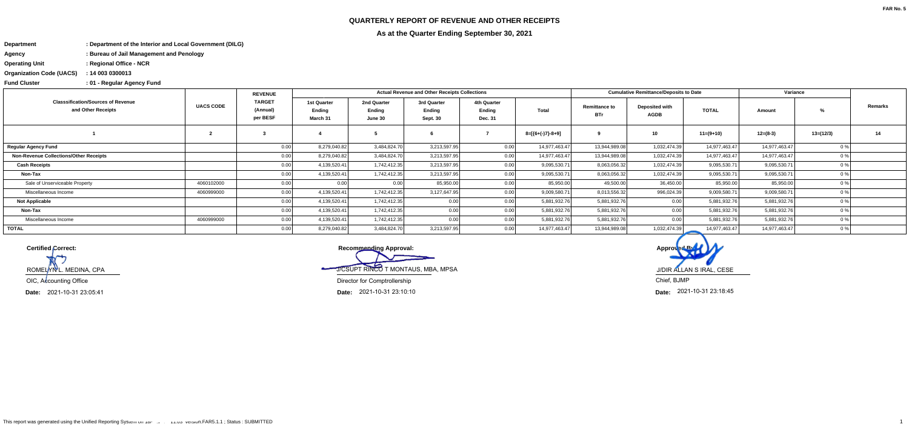FAR No. 5

# QUARTERLY REPORT OF REVENUE AND OTHER RECEIPTS

## As at the Quarter Ending September 30, 2021

**Department** : Department of the Interior and Local Government (DILG)
**Agency** : Bureau of Jail Management and Penology
**Operating Unit** : Regional Office - NCR
**Organization Code (UACS)** : 14 003 0300013
**Fund Cluster** : 01 - Regular Agency Fund

| Classsification/Sources of Revenue and Other Receipts | UACS CODE | REVENUE TARGET (Annual) per BESF | Actual Revenue and Other Receipts Collections | | | | | Cumulative Remittance/Deposits to Date | | | Variance | | Remarks |
|---|---|---|---|---|---|---|---|---|---|---|---|---|---|
| | | | 1st Quarter Ending March 31 | 2nd Quarter Ending June 30 | 3rd Quarter Ending Sept. 30 | 4th Quarter Ending Dec. 31 | Total | Remittance to BTr | Deposited with AGDB | TOTAL | Amount | % | |
| 1 | 2 | 3 | 4 | 5 | 6 | 7 | 8=[(6+(-)7)-8+9] | 9 | 10 | 11=(9+10) | 12=(8-3) | 13=(12/3) | 14 |
| **Regular Agency Fund** | | 0.00 | 8,279,040.82 | 3,484,824.70 | 3,213,597.95 | 0.00 | 14,977,463.47 | 13,944,989.08 | 1,032,474.39 | 14,977,463.47 | 14,977,463.47 | 0 % | |
| **Non-Revenue Collections/Other Receipts** | | 0.00 | 8,279,040.82 | 3,484,824.70 | 3,213,597.95 | 0.00 | 14,977,463.47 | 13,944,989.08 | 1,032,474.39 | 14,977,463.47 | 14,977,463.47 | 0 % | |
| **Cash Receipts** | | 0.00 | 4,139,520.41 | 1,742,412.35 | 3,213,597.95 | 0.00 | 9,095,530.71 | 8,063,056.32 | 1,032,474.39 | 9,095,530.71 | 9,095,530.71 | 0 % | |
| **Non-Tax** | | 0.00 | 4,139,520.41 | 1,742,412.35 | 3,213,597.95 | 0.00 | 9,095,530.71 | 8,063,056.32 | 1,032,474.39 | 9,095,530.71 | 9,095,530.71 | 0 % | |
| Sale of Unserviceable Property | 4060102000 | 0.00 | 0.00 | 0.00 | 85,950.00 | 0.00 | 85,950.00 | 49,500.00 | 36,450.00 | 85,950.00 | 85,950.00 | 0 % | |
| Miscellaneous Income | 4060999000 | 0.00 | 4,139,520.41 | 1,742,412.35 | 3,127,647.95 | 0.00 | 9,009,580.71 | 8,013,556.32 | 996,024.39 | 9,009,580.71 | 9,009,580.71 | 0 % | |
| **Not Applicable** | | 0.00 | 4,139,520.41 | 1,742,412.35 | 0.00 | 0.00 | 5,881,932.76 | 5,881,932.76 | 0.00 | 5,881,932.76 | 5,881,932.76 | 0 % | |
| **Non-Tax** | | 0.00 | 4,139,520.41 | 1,742,412.35 | 0.00 | 0.00 | 5,881,932.76 | 5,881,932.76 | 0.00 | 5,881,932.76 | 5,881,932.76 | 0 % | |
| Miscellaneous Income | 4060999000 | 0.00 | 4,139,520.41 | 1,742,412.35 | 0.00 | 0.00 | 5,881,932.76 | 5,881,932.76 | 0.00 | 5,881,932.76 | 5,881,932.76 | 0 % | |
| **TOTAL** | | 0.00 | 8,279,040.82 | 3,484,824.70 | 3,213,597.95 | 0.00 | 14,977,463.47 | 13,944,989.08 | 1,032,474.39 | 14,977,463.47 | 14,977,463.47 | 0 % | |

**Certified Correct:**

ROMELYN L. MEDINA, CPA
OIC, Accounting Office
**Date:** 2021-10-31 23:05:41

**Recommending Approval:**

J/CSUPT RINCO T MONTAUS, MBA, MPSA
Director for Comptrollership
**Date:** 2021-10-31 23:10:10

**Approved By:**

J/DIR ALLAN S IRAL, CESE
Chief, BJMP
**Date:** 2021-10-31 23:18:45

This report was generated using the Unified Reporting System on 18/ ... 11.03 version.FAR5.1.1 ; Status : SUBMITTED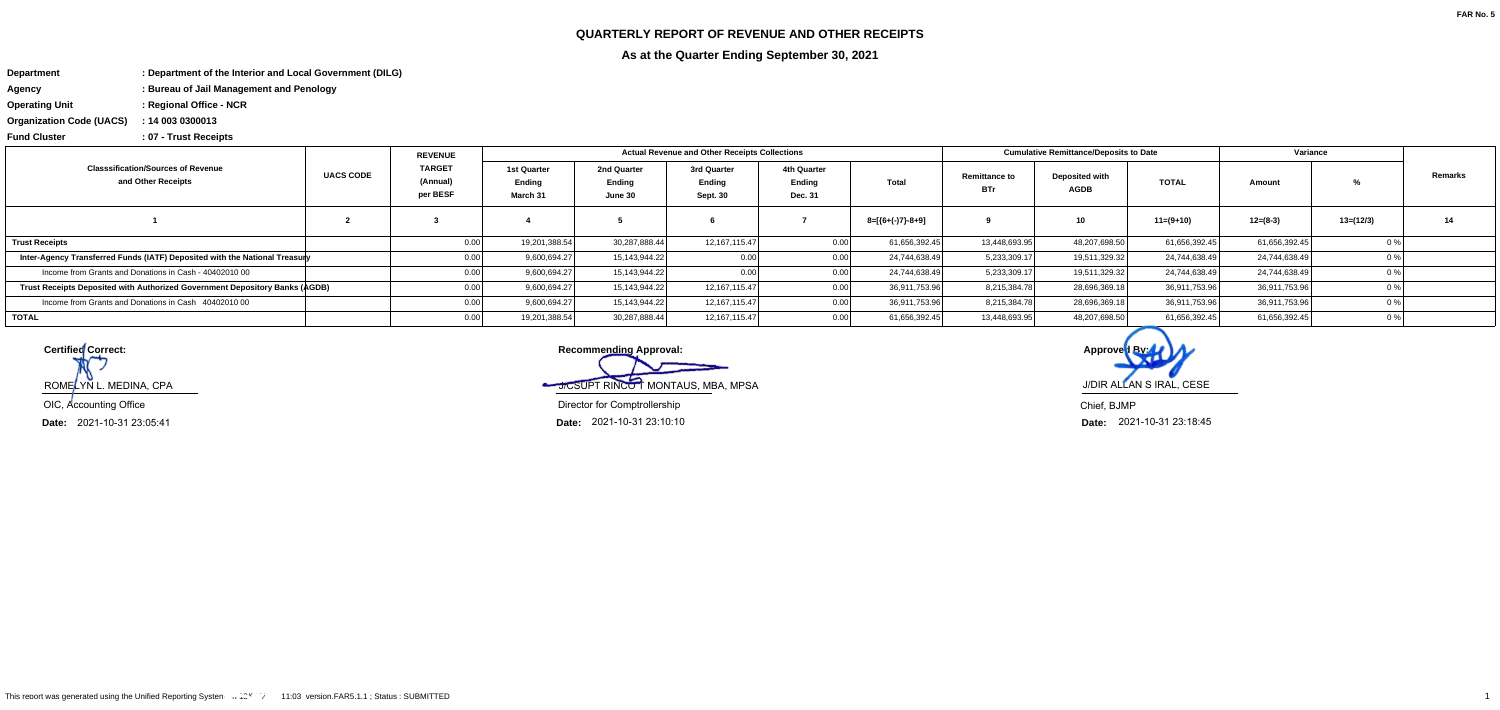FAR No. 5

# QUARTERLY REPORT OF REVENUE AND OTHER RECEIPTS

## As at the Quarter Ending September 30, 2021

**Department** : Department of the Interior and Local Government (DILG)

**Agency** : Bureau of Jail Management and Penology

**Operating Unit** : Regional Office - NCR

**Organization Code (UACS)** : 14 003 0300013

**Fund Cluster** : 07 - Trust Receipts

| Classsification/Sources of Revenue and Other Receipts | UACS CODE | REVENUE TARGET (Annual) per BESF | Actual Revenue and Other Receipts Collections | | | | | Cumulative Remittance/Deposits to Date | | | Variance | | Remarks |
|---|---|---|---|---|---|---|---|---|---|---|---|---|---|
| | | | 1st Quarter Ending March 31 | 2nd Quarter Ending June 30 | 3rd Quarter Ending Sept. 30 | 4th Quarter Ending Dec. 31 | Total | Remittance to BTr | Deposited with AGDB | TOTAL | Amount | % | |
| 1 | 2 | 3 | 4 | 5 | 6 | 7 | 8=[(6+(-)7)-8+9] | 9 | 10 | 11=(9+10) | 12=(8-3) | 13=(12/3) | 14 |
| Trust Receipts | | 0.00 | 19,201,388.54 | 30,287,888.44 | 12,167,115.47 | 0.00 | 61,656,392.45 | 13,448,693.95 | 48,207,698.50 | 61,656,392.45 | 61,656,392.45 | 0 % | |
| Inter-Agency Transferred Funds (IATF) Deposited with the National Treasury | | 0.00 | 9,600,694.27 | 15,143,944.22 | 0.00 | 0.00 | 24,744,638.49 | 5,233,309.17 | 19,511,329.32 | 24,744,638.49 | 24,744,638.49 | 0 % | |
| Income from Grants and Donations in Cash - 40402010 00 | | 0.00 | 9,600,694.27 | 15,143,944.22 | 0.00 | 0.00 | 24,744,638.49 | 5,233,309.17 | 19,511,329.32 | 24,744,638.49 | 24,744,638.49 | 0 % | |
| Trust Receipts Deposited with Authorized Government Depository Banks (AGDB) | | 0.00 | 9,600,694.27 | 15,143,944.22 | 12,167,115.47 | 0.00 | 36,911,753.96 | 8,215,384.78 | 28,696,369.18 | 36,911,753.96 | 36,911,753.96 | 0 % | |
| Income from Grants and Donations in Cash 40402010 00 | | 0.00 | 9,600,694.27 | 15,143,944.22 | 12,167,115.47 | 0.00 | 36,911,753.96 | 8,215,384.78 | 28,696,369.18 | 36,911,753.96 | 36,911,753.96 | 0 % | |
| TOTAL | | 0.00 | 19,201,388.54 | 30,287,888.44 | 12,167,115.47 | 0.00 | 61,656,392.45 | 13,448,693.95 | 48,207,698.50 | 61,656,392.45 | 61,656,392.45 | 0 % | |

**Certified Correct:**

ROMELYN L. MEDINA, CPA
OIC, Accounting Office
**Date:** 2021-10-31 23:05:41

**Recommending Approval:**

J/CSUPT RINCO T MONTAUS, MBA, MPSA
Director for Comptrollership
**Date:** 2021-10-31 23:10:10

**Approved By:**

J/DIR ALLAN S IRAL, CESE
Chief, BJMP
**Date:** 2021-10-31 23:18:45

This report was generated using the Unified Reporting System ... 11:03 version.FAR5.1.1 ; Status : SUBMITTED